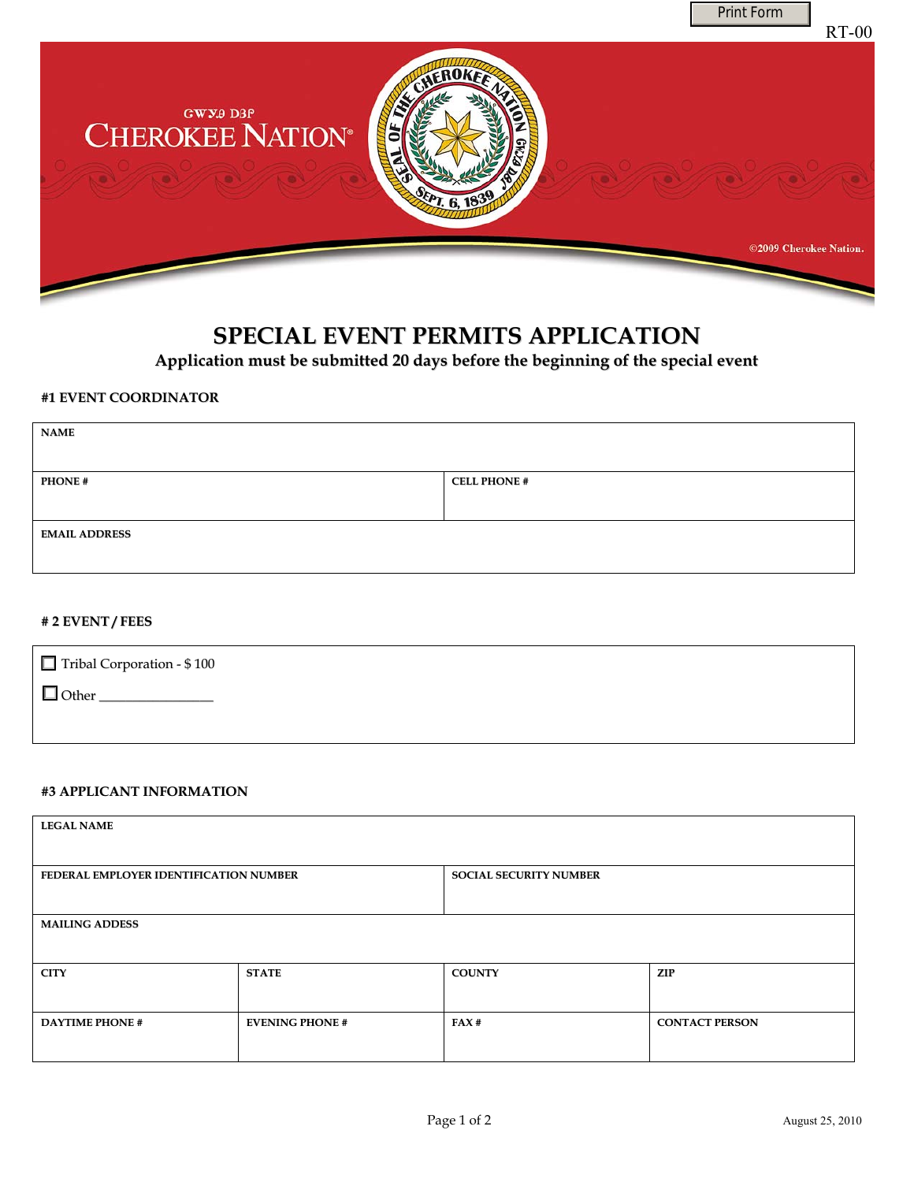Print Form

RT-00

GWY.Ꮎ DBP
CHEROKEE NATION®

SEAL OF THE CHEROKEE NATION SEPT. 6, 1839

©2009 Cherokee Nation.

# SPECIAL EVENT PERMITS APPLICATION

**Application must be submitted 20 days before the beginning of the special event**

## #1 EVENT COORDINATOR

| | |
|---|---|
| **NAME** | |
| **PHONE #** | **CELL PHONE #** |
| **EMAIL ADDRESS** | |

## # 2 EVENT / FEES

☐ Tribal Corporation - $ 100

☐ Other ________________

## #3 APPLICANT INFORMATION

| | | | |
|---|---|---|---|
| **LEGAL NAME** | | | |
| **FEDERAL EMPLOYER IDENTIFICATION NUMBER** | | **SOCIAL SECURITY NUMBER** | |
| **MAILING ADDESS** | | | |
| **CITY** | **STATE** | **COUNTY** | **ZIP** |
| **DAYTIME PHONE #** | **EVENING PHONE #** | **FAX #** | **CONTACT PERSON** |

August 25, 2010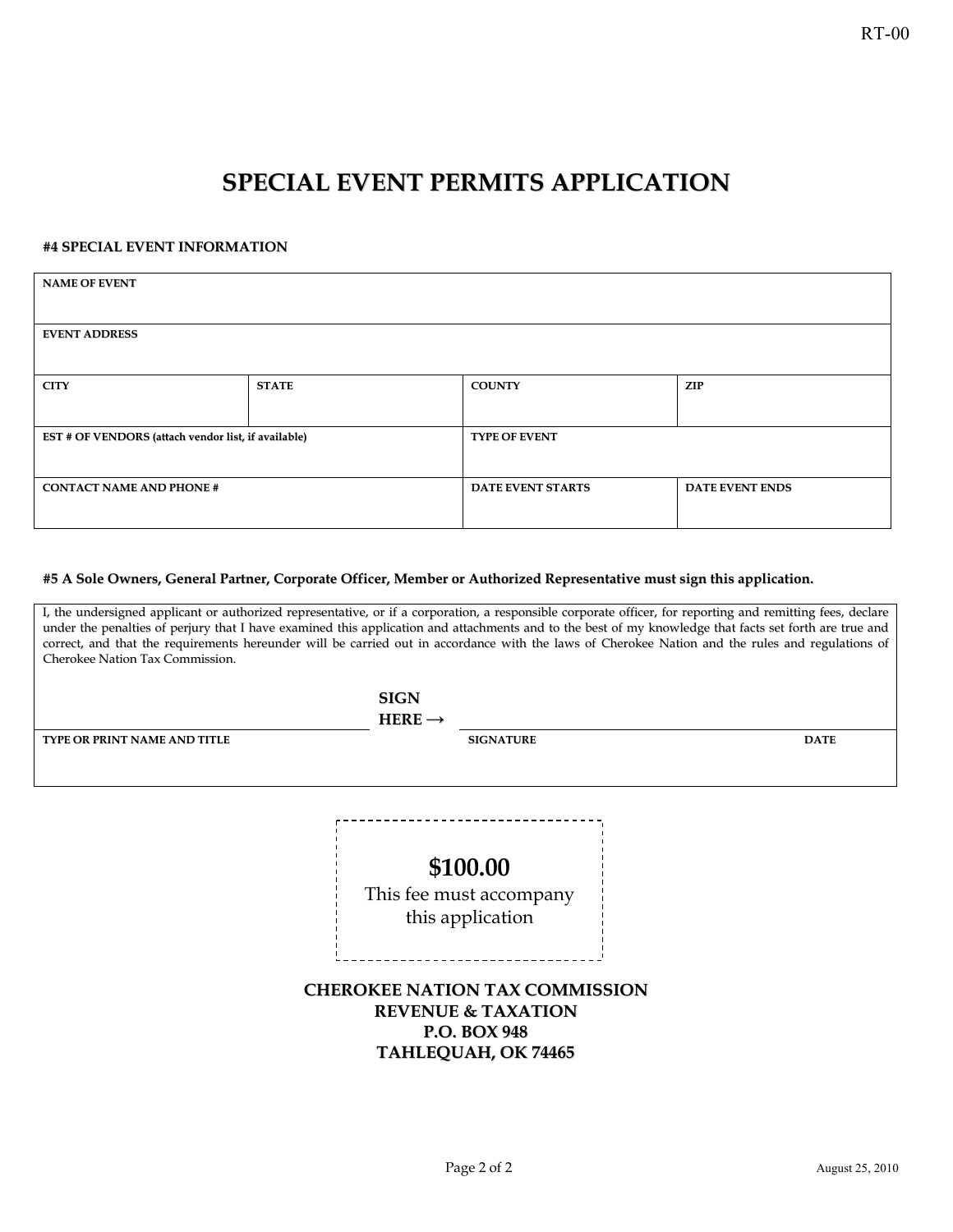# SPECIAL EVENT PERMITS APPLICATION

**#4 SPECIAL EVENT INFORMATION**

| | | | |
|---|---|---|---|
| **NAME OF EVENT** | | | |
| **EVENT ADDRESS** | | | |
| **CITY** | **STATE** | **COUNTY** | **ZIP** |
| **EST # OF VENDORS (attach vendor list, if available)** | | **TYPE OF EVENT** | |
| **CONTACT NAME AND PHONE #** | | **DATE EVENT STARTS** | **DATE EVENT ENDS** |

**#5 A Sole Owners, General Partner, Corporate Officer, Member or Authorized Representative must sign this application.**

I, the undersigned applicant or authorized representative, or if a corporation, a responsible corporate officer, for reporting and remitting fees, declare under the penalties of perjury that I have examined this application and attachments and to the best of my knowledge that facts set forth are true and correct, and that the requirements hereunder will be carried out in accordance with the laws of Cherokee Nation and the rules and regulations of Cherokee Nation Tax Commission.

**SIGN HERE →**

| **TYPE OR PRINT NAME AND TITLE** | **SIGNATURE** | **DATE** |
|---|---|---|
| | | |

**$100.00**

This fee must accompany this application

**CHEROKEE NATION TAX COMMISSION**
**REVENUE & TAXATION**
**P.O. BOX 948**
**TAHLEQUAH, OK 74465**

August 25, 2010